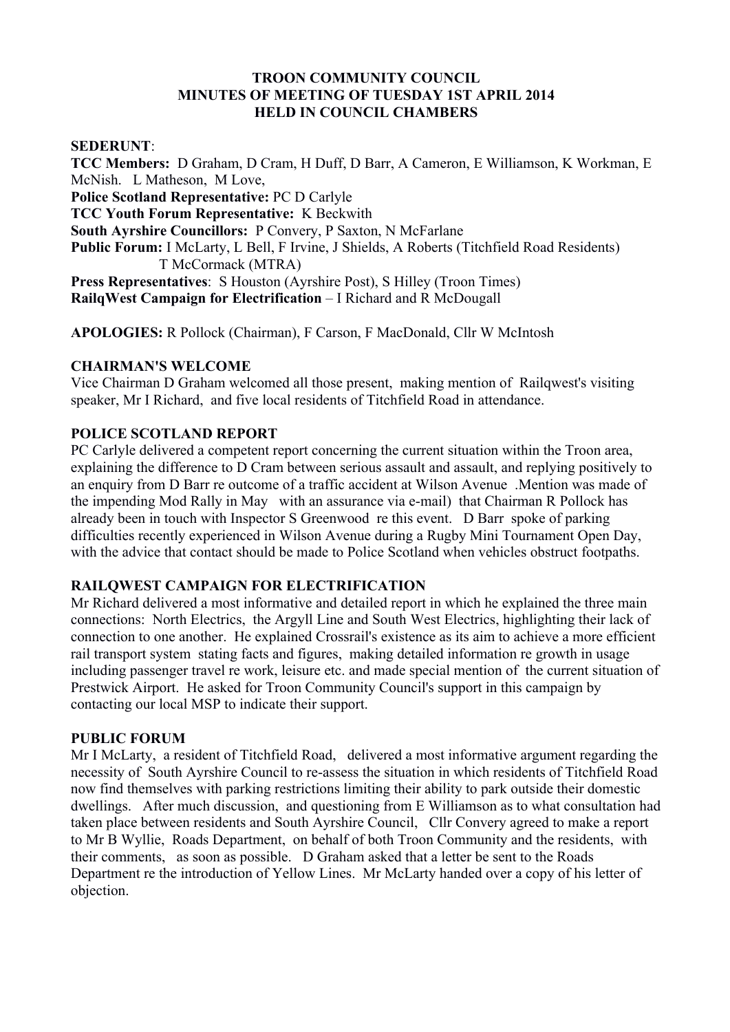**TROON COMMUNITY COUNCIL**
**MINUTES OF MEETING OF TUESDAY 1ST APRIL 2014**
**HELD IN COUNCIL CHAMBERS**

**SEDERUNT**:
**TCC Members:** D Graham, D Cram, H Duff, D Barr, A Cameron, E Williamson, K Workman, E McNish. L Matheson, M Love,
**Police Scotland Representative:** PC D Carlyle
**TCC Youth Forum Representative:** K Beckwith
**South Ayrshire Councillors:** P Convery, P Saxton, N McFarlane
**Public Forum:** I McLarty, L Bell, F Irvine, J Shields, A Roberts (Titchfield Road Residents)
T McCormack (MTRA)
**Press Representatives**: S Houston (Ayrshire Post), S Hilley (Troon Times)
**RailqWest Campaign for Electrification** – I Richard and R McDougall

**APOLOGIES:** R Pollock (Chairman), F Carson, F MacDonald, Cllr W McIntosh

**CHAIRMAN'S WELCOME**
Vice Chairman D Graham welcomed all those present, making mention of Railqwest's visiting speaker, Mr I Richard, and five local residents of Titchfield Road in attendance.

**POLICE SCOTLAND REPORT**
PC Carlyle delivered a competent report concerning the current situation within the Troon area, explaining the difference to D Cram between serious assault and assault, and replying positively to an enquiry from D Barr re outcome of a traffic accident at Wilson Avenue .Mention was made of the impending Mod Rally in May with an assurance via e-mail) that Chairman R Pollock has already been in touch with Inspector S Greenwood re this event. D Barr spoke of parking difficulties recently experienced in Wilson Avenue during a Rugby Mini Tournament Open Day, with the advice that contact should be made to Police Scotland when vehicles obstruct footpaths.

**RAILQWEST CAMPAIGN FOR ELECTRIFICATION**
Mr Richard delivered a most informative and detailed report in which he explained the three main connections: North Electrics, the Argyll Line and South West Electrics, highlighting their lack of connection to one another. He explained Crossrail's existence as its aim to achieve a more efficient rail transport system stating facts and figures, making detailed information re growth in usage including passenger travel re work, leisure etc. and made special mention of the current situation of Prestwick Airport. He asked for Troon Community Council's support in this campaign by contacting our local MSP to indicate their support.

**PUBLIC FORUM**
Mr I McLarty, a resident of Titchfield Road, delivered a most informative argument regarding the necessity of South Ayrshire Council to re-assess the situation in which residents of Titchfield Road now find themselves with parking restrictions limiting their ability to park outside their domestic dwellings. After much discussion, and questioning from E Williamson as to what consultation had taken place between residents and South Ayrshire Council, Cllr Convery agreed to make a report to Mr B Wyllie, Roads Department, on behalf of both Troon Community and the residents, with their comments, as soon as possible. D Graham asked that a letter be sent to the Roads Department re the introduction of Yellow Lines. Mr McLarty handed over a copy of his letter of objection.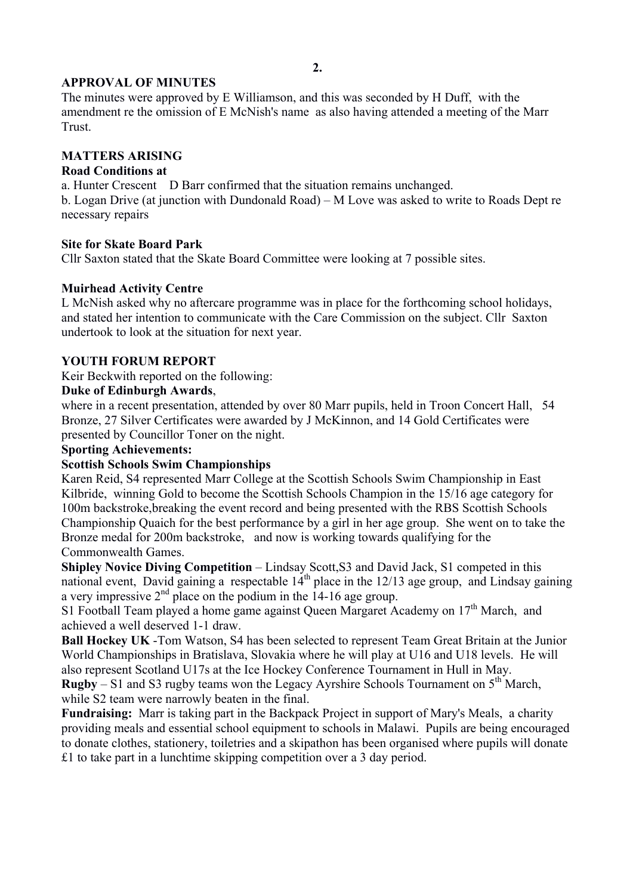## APPROVAL OF MINUTES

The minutes were approved by E Williamson, and this was seconded by H Duff, with the amendment re the omission of E McNish's name as also having attended a meeting of the Marr Trust.

## MATTERS ARISING

**Road Conditions at**

a. Hunter Crescent D Barr confirmed that the situation remains unchanged.
b. Logan Drive (at junction with Dundonald Road) – M Love was asked to write to Roads Dept re necessary repairs

**Site for Skate Board Park**

Cllr Saxton stated that the Skate Board Committee were looking at 7 possible sites.

**Muirhead Activity Centre**

L McNish asked why no aftercare programme was in place for the forthcoming school holidays, and stated her intention to communicate with the Care Commission on the subject. Cllr Saxton undertook to look at the situation for next year.

## YOUTH FORUM REPORT

Keir Beckwith reported on the following:

**Duke of Edinburgh Awards**,

where in a recent presentation, attended by over 80 Marr pupils, held in Troon Concert Hall, 54 Bronze, 27 Silver Certificates were awarded by J McKinnon, and 14 Gold Certificates were presented by Councillor Toner on the night.

**Sporting Achievements:**

**Scottish Schools Swim Championships**

Karen Reid, S4 represented Marr College at the Scottish Schools Swim Championship in East Kilbride, winning Gold to become the Scottish Schools Champion in the 15/16 age category for 100m backstroke,breaking the event record and being presented with the RBS Scottish Schools Championship Quaich for the best performance by a girl in her age group. She went on to take the Bronze medal for 200m backstroke, and now is working towards qualifying for the Commonwealth Games.

**Shipley Novice Diving Competition** – Lindsay Scott,S3 and David Jack, S1 competed in this national event, David gaining a respectable 14th place in the 12/13 age group, and Lindsay gaining a very impressive 2nd place on the podium in the 14-16 age group.

S1 Football Team played a home game against Queen Margaret Academy on 17th March, and achieved a well deserved 1-1 draw.

**Ball Hockey UK** -Tom Watson, S4 has been selected to represent Team Great Britain at the Junior World Championships in Bratislava, Slovakia where he will play at U16 and U18 levels. He will also represent Scotland U17s at the Ice Hockey Conference Tournament in Hull in May.

**Rugby** – S1 and S3 rugby teams won the Legacy Ayrshire Schools Tournament on 5th March, while S2 team were narrowly beaten in the final.

**Fundraising:** Marr is taking part in the Backpack Project in support of Mary's Meals, a charity providing meals and essential school equipment to schools in Malawi. Pupils are being encouraged to donate clothes, stationery, toiletries and a skipathon has been organised where pupils will donate £1 to take part in a lunchtime skipping competition over a 3 day period.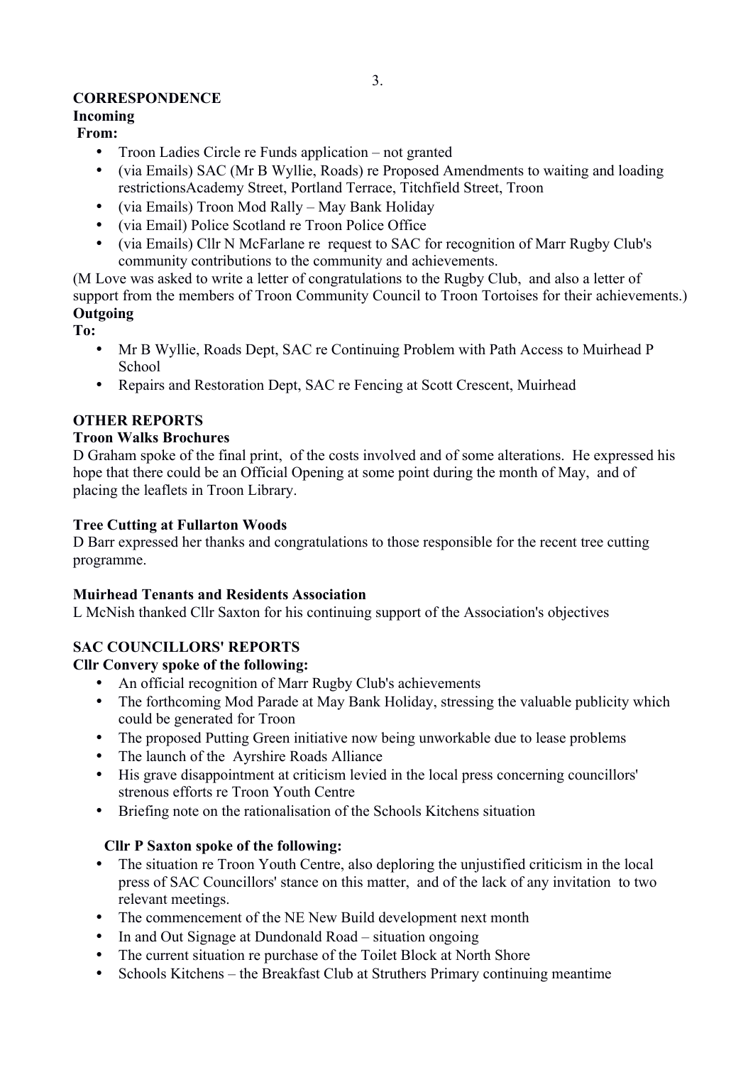## CORRESPONDENCE

### Incoming

**From:**

- Troon Ladies Circle re Funds application – not granted
- (via Emails) SAC (Mr B Wyllie, Roads) re Proposed Amendments to waiting and loading restrictionsAcademy Street, Portland Terrace, Titchfield Street, Troon
- (via Emails) Troon Mod Rally – May Bank Holiday
- (via Email) Police Scotland re Troon Police Office
- (via Emails) Cllr N McFarlane re request to SAC for recognition of Marr Rugby Club's community contributions to the community and achievements.

(M Love was asked to write a letter of congratulations to the Rugby Club, and also a letter of support from the members of Troon Community Council to Troon Tortoises for their achievements.)

### Outgoing

**To:**

- Mr B Wyllie, Roads Dept, SAC re Continuing Problem with Path Access to Muirhead P School
- Repairs and Restoration Dept, SAC re Fencing at Scott Crescent, Muirhead

## OTHER REPORTS

### Troon Walks Brochures

D Graham spoke of the final print, of the costs involved and of some alterations. He expressed his hope that there could be an Official Opening at some point during the month of May, and of placing the leaflets in Troon Library.

### Tree Cutting at Fullarton Woods

D Barr expressed her thanks and congratulations to those responsible for the recent tree cutting programme.

### Muirhead Tenants and Residents Association

L McNish thanked Cllr Saxton for his continuing support of the Association's objectives

## SAC COUNCILLORS' REPORTS

### Cllr Convery spoke of the following:

- An official recognition of Marr Rugby Club's achievements
- The forthcoming Mod Parade at May Bank Holiday, stressing the valuable publicity which could be generated for Troon
- The proposed Putting Green initiative now being unworkable due to lease problems
- The launch of the Ayrshire Roads Alliance
- His grave disappointment at criticism levied in the local press concerning councillors' strenous efforts re Troon Youth Centre
- Briefing note on the rationalisation of the Schools Kitchens situation

### Cllr P Saxton spoke of the following:

- The situation re Troon Youth Centre, also deploring the unjustified criticism in the local press of SAC Councillors' stance on this matter, and of the lack of any invitation to two relevant meetings.
- The commencement of the NE New Build development next month
- In and Out Signage at Dundonald Road – situation ongoing
- The current situation re purchase of the Toilet Block at North Shore
- Schools Kitchens – the Breakfast Club at Struthers Primary continuing meantime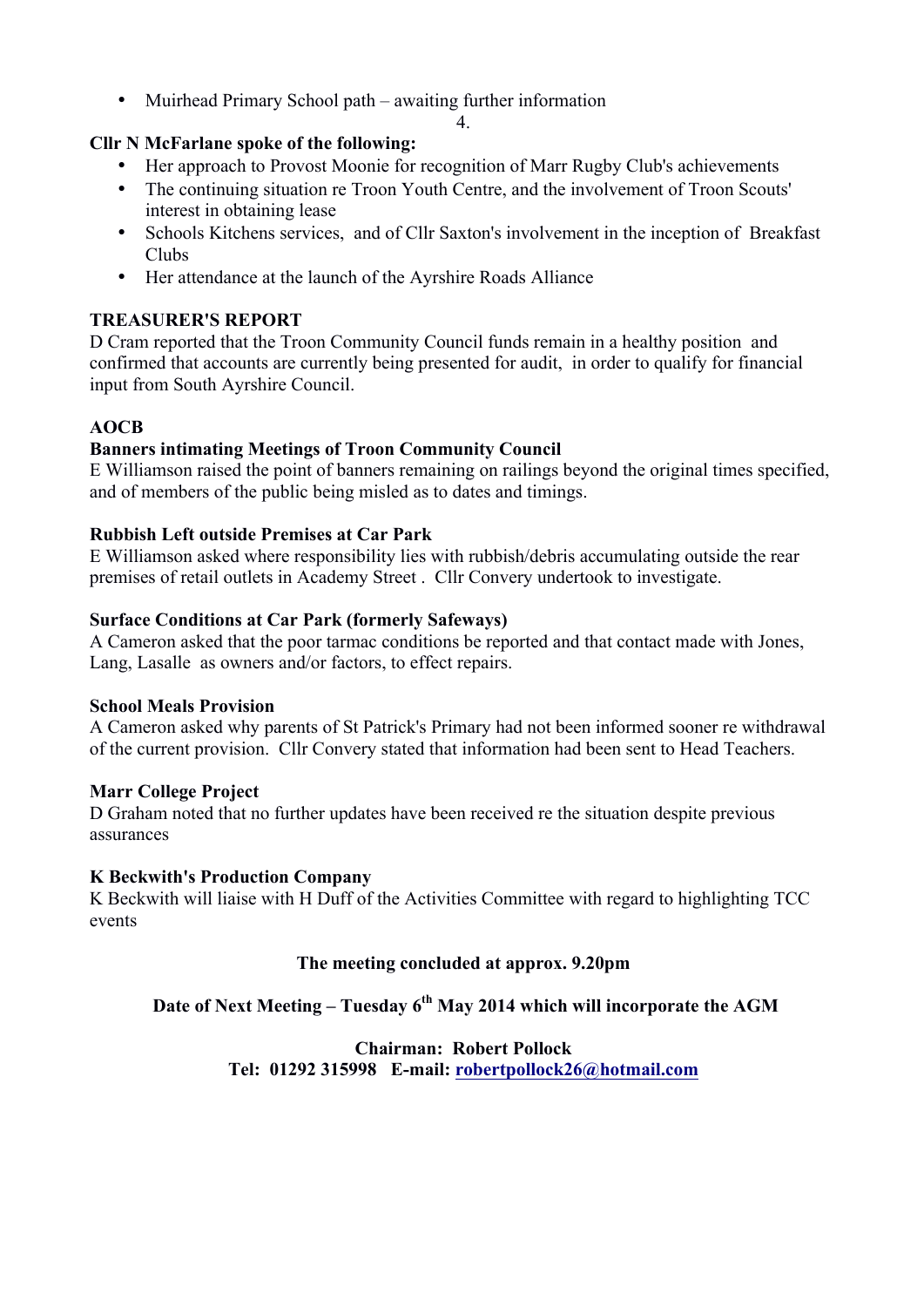- Muirhead Primary School path – awaiting further information

**Cllr N McFarlane spoke of the following:**

- Her approach to Provost Moonie for recognition of Marr Rugby Club's achievements
- The continuing situation re Troon Youth Centre, and the involvement of Troon Scouts' interest in obtaining lease
- Schools Kitchens services, and of Cllr Saxton's involvement in the inception of Breakfast Clubs
- Her attendance at the launch of the Ayrshire Roads Alliance

**TREASURER'S REPORT**

D Cram reported that the Troon Community Council funds remain in a healthy position and confirmed that accounts are currently being presented for audit, in order to qualify for financial input from South Ayrshire Council.

**AOCB**

**Banners intimating Meetings of Troon Community Council**

E Williamson raised the point of banners remaining on railings beyond the original times specified, and of members of the public being misled as to dates and timings.

**Rubbish Left outside Premises at Car Park**

E Williamson asked where responsibility lies with rubbish/debris accumulating outside the rear premises of retail outlets in Academy Street . Cllr Convery undertook to investigate.

**Surface Conditions at Car Park (formerly Safeways)**

A Cameron asked that the poor tarmac conditions be reported and that contact made with Jones, Lang, Lasalle as owners and/or factors, to effect repairs.

**School Meals Provision**

A Cameron asked why parents of St Patrick's Primary had not been informed sooner re withdrawal of the current provision. Cllr Convery stated that information had been sent to Head Teachers.

**Marr College Project**

D Graham noted that no further updates have been received re the situation despite previous assurances

**K Beckwith's Production Company**

K Beckwith will liaise with H Duff of the Activities Committee with regard to highlighting TCC events

**The meeting concluded at approx. 9.20pm**

**Date of Next Meeting – Tuesday 6th May 2014 which will incorporate the AGM**

**Chairman: Robert Pollock**
**Tel: 01292 315998 E-mail: robertpollock26@hotmail.com**